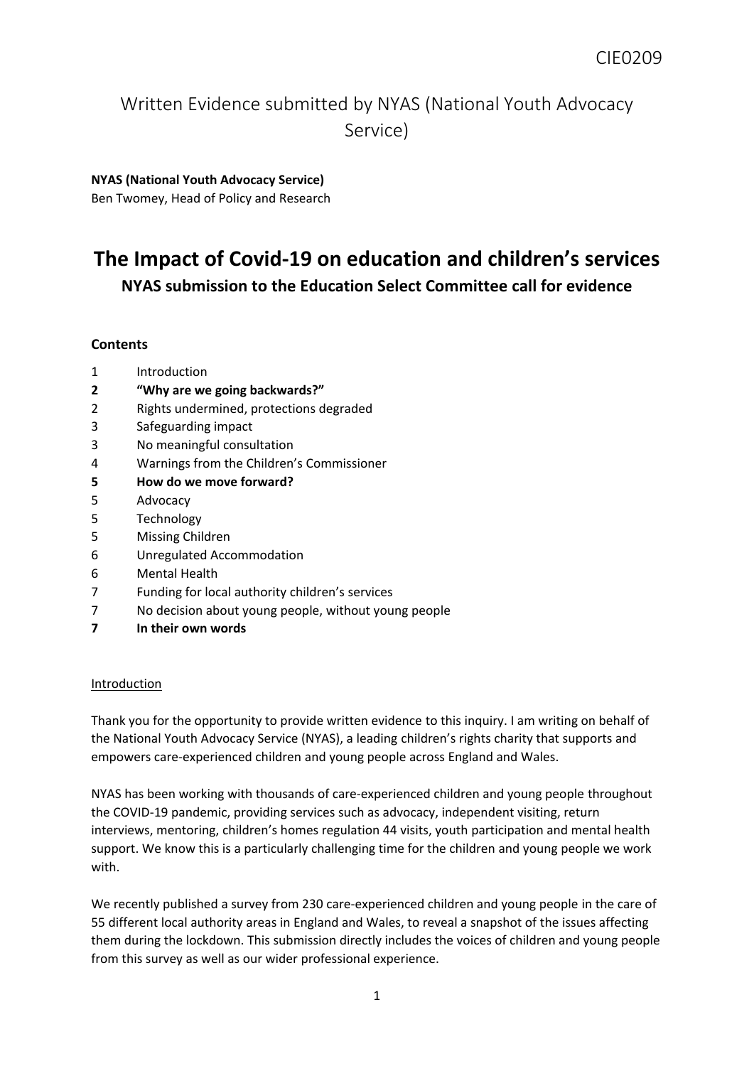CIE0209

# Written Evidence submitted by NYAS (National Youth Advocacy Service)

**NYAS (National Youth Advocacy Service)**
Ben Twomey, Head of Policy and Research

# The Impact of Covid-19 on education and children's services

## NYAS submission to the Education Select Committee call for evidence

### Contents

| | |
|---|---|
| 1 | Introduction |
| **2** | **"Why are we going backwards?"** |
| 2 | Rights undermined, protections degraded |
| 3 | Safeguarding impact |
| 3 | No meaningful consultation |
| 4 | Warnings from the Children's Commissioner |
| **5** | **How do we move forward?** |
| 5 | Advocacy |
| 5 | Technology |
| 5 | Missing Children |
| 6 | Unregulated Accommodation |
| 6 | Mental Health |
| 7 | Funding for local authority children's services |
| 7 | No decision about young people, without young people |
| **7** | **In their own words** |

### Introduction

Thank you for the opportunity to provide written evidence to this inquiry. I am writing on behalf of the National Youth Advocacy Service (NYAS), a leading children's rights charity that supports and empowers care-experienced children and young people across England and Wales.

NYAS has been working with thousands of care-experienced children and young people throughout the COVID-19 pandemic, providing services such as advocacy, independent visiting, return interviews, mentoring, children's homes regulation 44 visits, youth participation and mental health support. We know this is a particularly challenging time for the children and young people we work with.

We recently published a survey from 230 care-experienced children and young people in the care of 55 different local authority areas in England and Wales, to reveal a snapshot of the issues affecting them during the lockdown. This submission directly includes the voices of children and young people from this survey as well as our wider professional experience.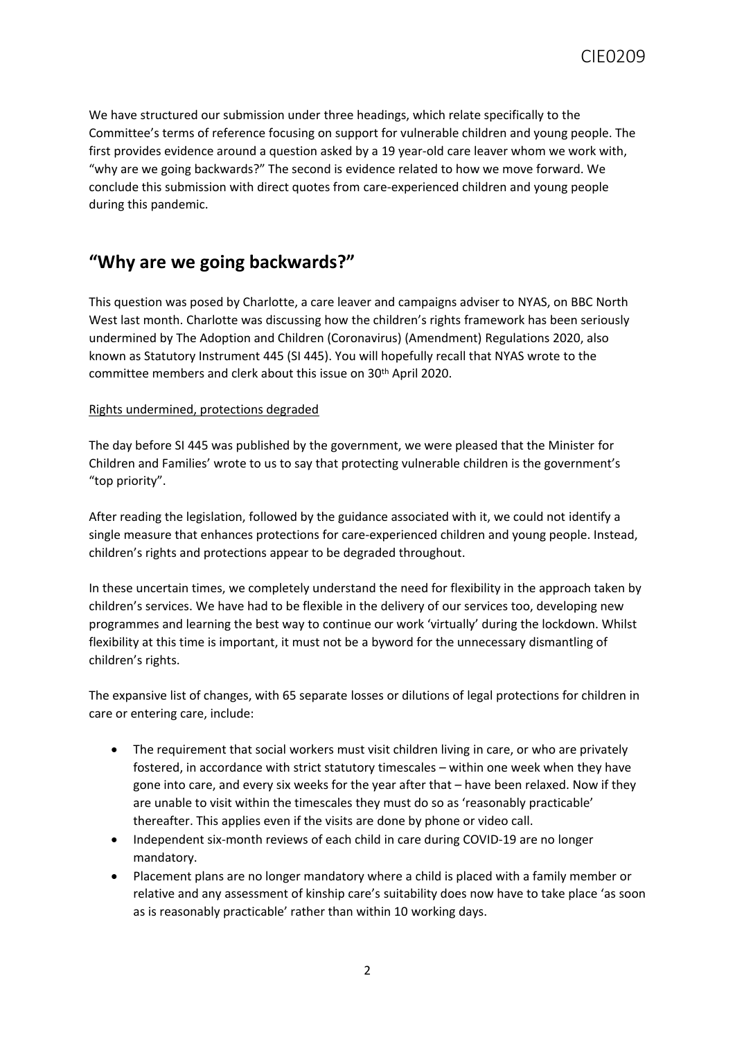We have structured our submission under three headings, which relate specifically to the Committee's terms of reference focusing on support for vulnerable children and young people. The first provides evidence around a question asked by a 19 year-old care leaver whom we work with, "why are we going backwards?" The second is evidence related to how we move forward. We conclude this submission with direct quotes from care-experienced children and young people during this pandemic.

## "Why are we going backwards?"

This question was posed by Charlotte, a care leaver and campaigns adviser to NYAS, on BBC North West last month. Charlotte was discussing how the children's rights framework has been seriously undermined by The Adoption and Children (Coronavirus) (Amendment) Regulations 2020, also known as Statutory Instrument 445 (SI 445). You will hopefully recall that NYAS wrote to the committee members and clerk about this issue on 30th April 2020.

### Rights undermined, protections degraded

The day before SI 445 was published by the government, we were pleased that the Minister for Children and Families' wrote to us to say that protecting vulnerable children is the government's "top priority".

After reading the legislation, followed by the guidance associated with it, we could not identify a single measure that enhances protections for care-experienced children and young people. Instead, children's rights and protections appear to be degraded throughout.

In these uncertain times, we completely understand the need for flexibility in the approach taken by children's services. We have had to be flexible in the delivery of our services too, developing new programmes and learning the best way to continue our work 'virtually' during the lockdown. Whilst flexibility at this time is important, it must not be a byword for the unnecessary dismantling of children's rights.

The expansive list of changes, with 65 separate losses or dilutions of legal protections for children in care or entering care, include:

- The requirement that social workers must visit children living in care, or who are privately fostered, in accordance with strict statutory timescales – within one week when they have gone into care, and every six weeks for the year after that – have been relaxed. Now if they are unable to visit within the timescales they must do so as 'reasonably practicable' thereafter. This applies even if the visits are done by phone or video call.
- Independent six-month reviews of each child in care during COVID-19 are no longer mandatory.
- Placement plans are no longer mandatory where a child is placed with a family member or relative and any assessment of kinship care's suitability does now have to take place 'as soon as is reasonably practicable' rather than within 10 working days.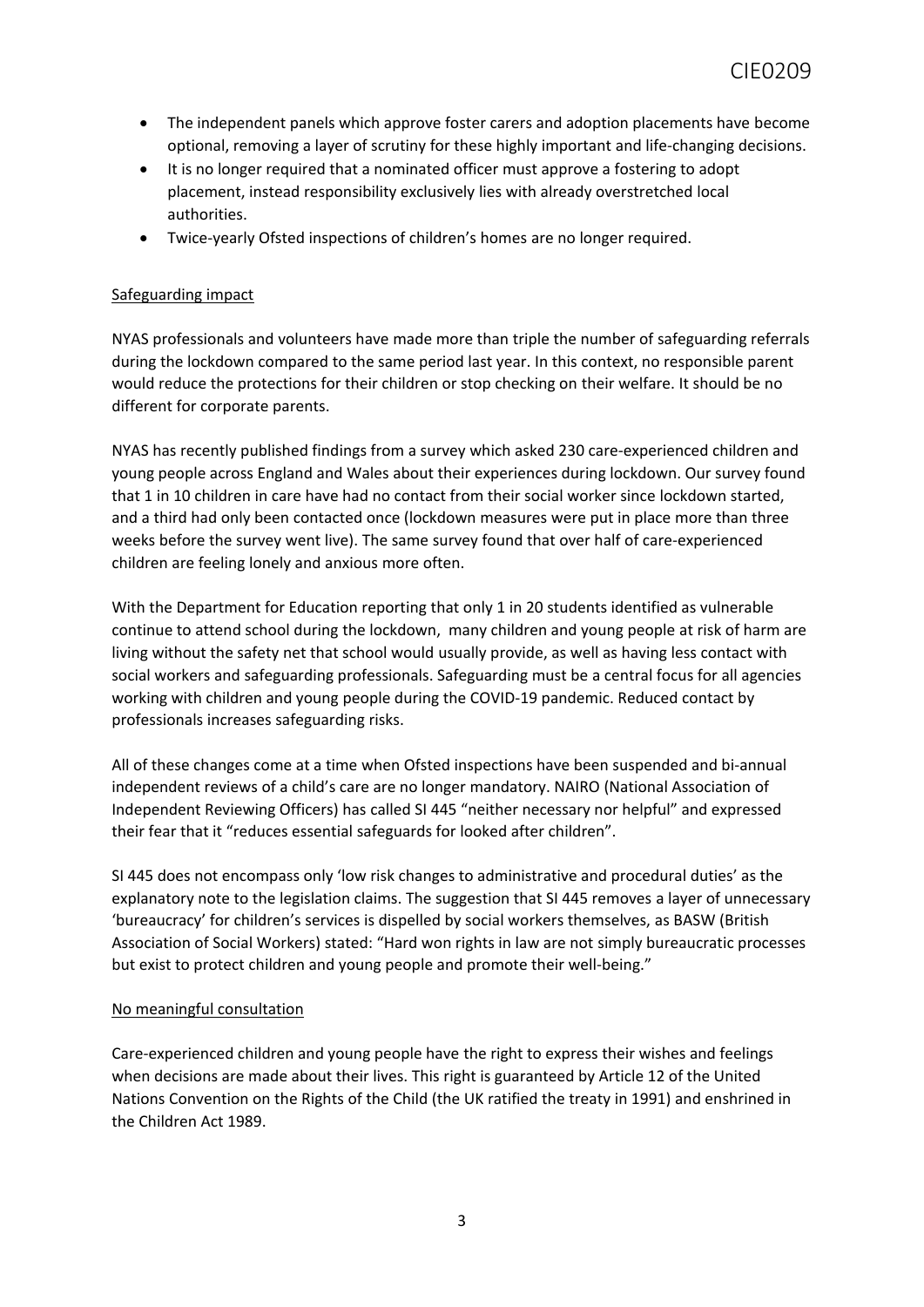- The independent panels which approve foster carers and adoption placements have become optional, removing a layer of scrutiny for these highly important and life-changing decisions.
- It is no longer required that a nominated officer must approve a fostering to adopt placement, instead responsibility exclusively lies with already overstretched local authorities.
- Twice-yearly Ofsted inspections of children's homes are no longer required.

## Safeguarding impact

NYAS professionals and volunteers have made more than triple the number of safeguarding referrals during the lockdown compared to the same period last year. In this context, no responsible parent would reduce the protections for their children or stop checking on their welfare. It should be no different for corporate parents.

NYAS has recently published findings from a survey which asked 230 care-experienced children and young people across England and Wales about their experiences during lockdown. Our survey found that 1 in 10 children in care have had no contact from their social worker since lockdown started, and a third had only been contacted once (lockdown measures were put in place more than three weeks before the survey went live). The same survey found that over half of care-experienced children are feeling lonely and anxious more often.

With the Department for Education reporting that only 1 in 20 students identified as vulnerable continue to attend school during the lockdown, many children and young people at risk of harm are living without the safety net that school would usually provide, as well as having less contact with social workers and safeguarding professionals. Safeguarding must be a central focus for all agencies working with children and young people during the COVID-19 pandemic. Reduced contact by professionals increases safeguarding risks.

All of these changes come at a time when Ofsted inspections have been suspended and bi-annual independent reviews of a child's care are no longer mandatory. NAIRO (National Association of Independent Reviewing Officers) has called SI 445 "neither necessary nor helpful" and expressed their fear that it "reduces essential safeguards for looked after children".

SI 445 does not encompass only 'low risk changes to administrative and procedural duties' as the explanatory note to the legislation claims. The suggestion that SI 445 removes a layer of unnecessary 'bureaucracy' for children's services is dispelled by social workers themselves, as BASW (British Association of Social Workers) stated: "Hard won rights in law are not simply bureaucratic processes but exist to protect children and young people and promote their well-being."

## No meaningful consultation

Care-experienced children and young people have the right to express their wishes and feelings when decisions are made about their lives. This right is guaranteed by Article 12 of the United Nations Convention on the Rights of the Child (the UK ratified the treaty in 1991) and enshrined in the Children Act 1989.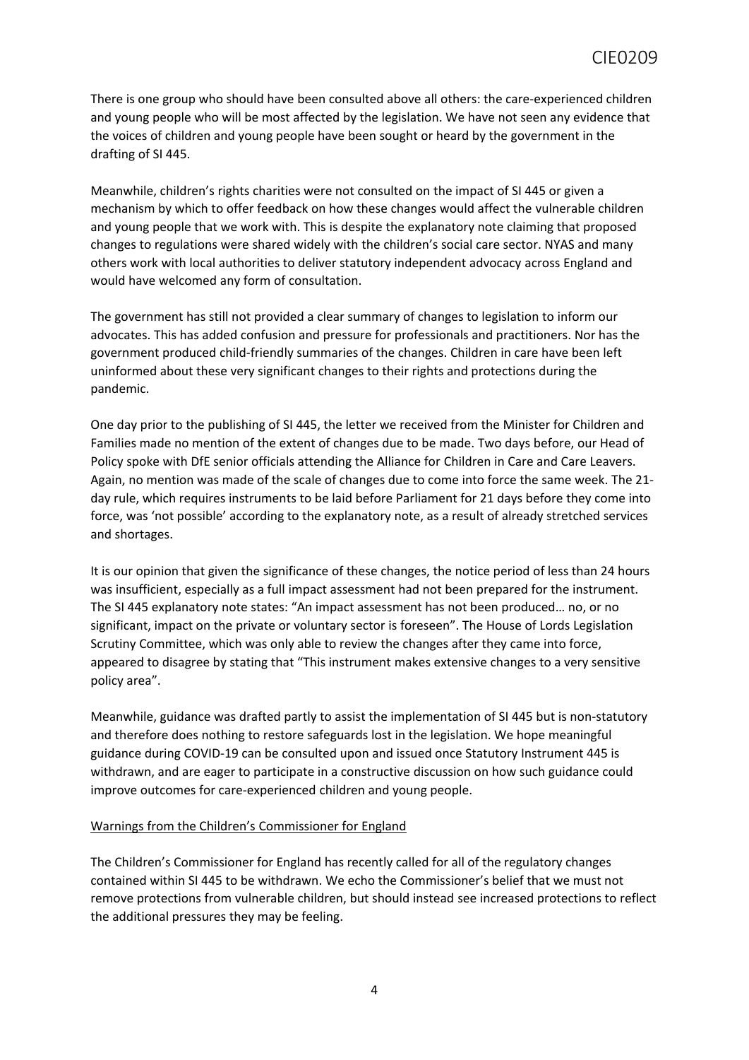There is one group who should have been consulted above all others: the care-experienced children and young people who will be most affected by the legislation. We have not seen any evidence that the voices of children and young people have been sought or heard by the government in the drafting of SI 445.

Meanwhile, children's rights charities were not consulted on the impact of SI 445 or given a mechanism by which to offer feedback on how these changes would affect the vulnerable children and young people that we work with. This is despite the explanatory note claiming that proposed changes to regulations were shared widely with the children's social care sector. NYAS and many others work with local authorities to deliver statutory independent advocacy across England and would have welcomed any form of consultation.

The government has still not provided a clear summary of changes to legislation to inform our advocates. This has added confusion and pressure for professionals and practitioners. Nor has the government produced child-friendly summaries of the changes. Children in care have been left uninformed about these very significant changes to their rights and protections during the pandemic.

One day prior to the publishing of SI 445, the letter we received from the Minister for Children and Families made no mention of the extent of changes due to be made. Two days before, our Head of Policy spoke with DfE senior officials attending the Alliance for Children in Care and Care Leavers. Again, no mention was made of the scale of changes due to come into force the same week. The 21-day rule, which requires instruments to be laid before Parliament for 21 days before they come into force, was 'not possible' according to the explanatory note, as a result of already stretched services and shortages.

It is our opinion that given the significance of these changes, the notice period of less than 24 hours was insufficient, especially as a full impact assessment had not been prepared for the instrument. The SI 445 explanatory note states: "An impact assessment has not been produced… no, or no significant, impact on the private or voluntary sector is foreseen". The House of Lords Legislation Scrutiny Committee, which was only able to review the changes after they came into force, appeared to disagree by stating that "This instrument makes extensive changes to a very sensitive policy area".

Meanwhile, guidance was drafted partly to assist the implementation of SI 445 but is non-statutory and therefore does nothing to restore safeguards lost in the legislation. We hope meaningful guidance during COVID-19 can be consulted upon and issued once Statutory Instrument 445 is withdrawn, and are eager to participate in a constructive discussion on how such guidance could improve outcomes for care-experienced children and young people.

<u>Warnings from the Children's Commissioner for England</u>

The Children's Commissioner for England has recently called for all of the regulatory changes contained within SI 445 to be withdrawn. We echo the Commissioner's belief that we must not remove protections from vulnerable children, but should instead see increased protections to reflect the additional pressures they may be feeling.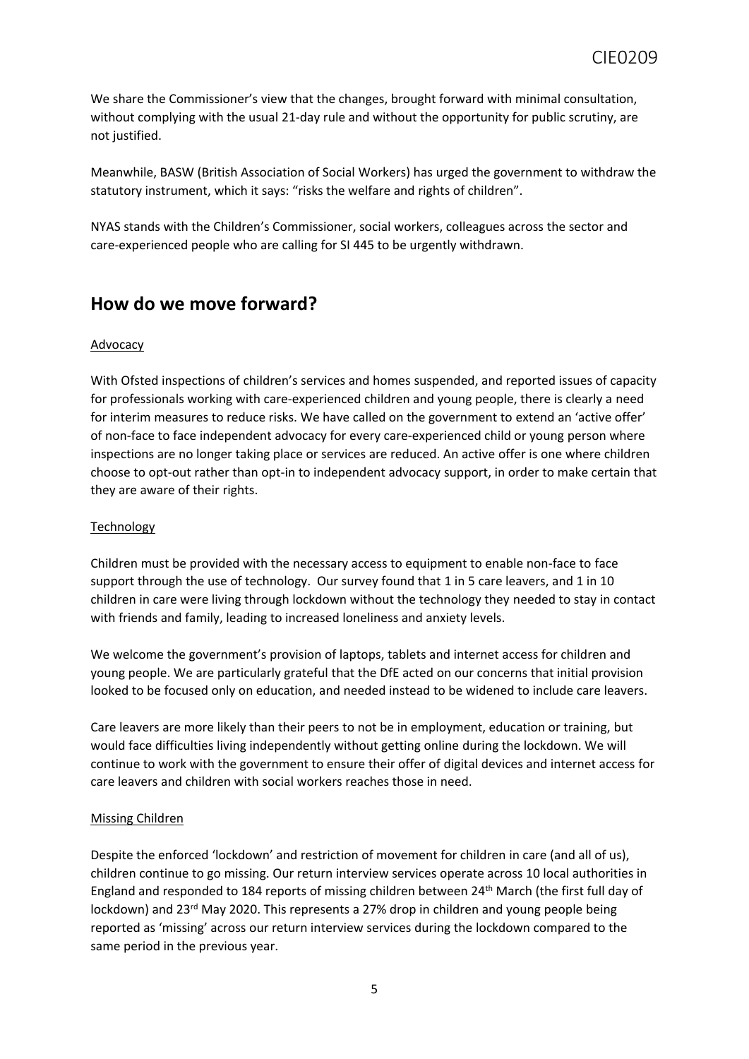We share the Commissioner's view that the changes, brought forward with minimal consultation, without complying with the usual 21-day rule and without the opportunity for public scrutiny, are not justified.

Meanwhile, BASW (British Association of Social Workers) has urged the government to withdraw the statutory instrument, which it says: "risks the welfare and rights of children".

NYAS stands with the Children's Commissioner, social workers, colleagues across the sector and care-experienced people who are calling for SI 445 to be urgently withdrawn.

## How do we move forward?

Advocacy

With Ofsted inspections of children's services and homes suspended, and reported issues of capacity for professionals working with care-experienced children and young people, there is clearly a need for interim measures to reduce risks. We have called on the government to extend an 'active offer' of non-face to face independent advocacy for every care-experienced child or young person where inspections are no longer taking place or services are reduced. An active offer is one where children choose to opt-out rather than opt-in to independent advocacy support, in order to make certain that they are aware of their rights.

Technology

Children must be provided with the necessary access to equipment to enable non-face to face support through the use of technology. Our survey found that 1 in 5 care leavers, and 1 in 10 children in care were living through lockdown without the technology they needed to stay in contact with friends and family, leading to increased loneliness and anxiety levels.

We welcome the government's provision of laptops, tablets and internet access for children and young people. We are particularly grateful that the DfE acted on our concerns that initial provision looked to be focused only on education, and needed instead to be widened to include care leavers.

Care leavers are more likely than their peers to not be in employment, education or training, but would face difficulties living independently without getting online during the lockdown. We will continue to work with the government to ensure their offer of digital devices and internet access for care leavers and children with social workers reaches those in need.

Missing Children

Despite the enforced 'lockdown' and restriction of movement for children in care (and all of us), children continue to go missing. Our return interview services operate across 10 local authorities in England and responded to 184 reports of missing children between 24th March (the first full day of lockdown) and 23rd May 2020. This represents a 27% drop in children and young people being reported as 'missing' across our return interview services during the lockdown compared to the same period in the previous year.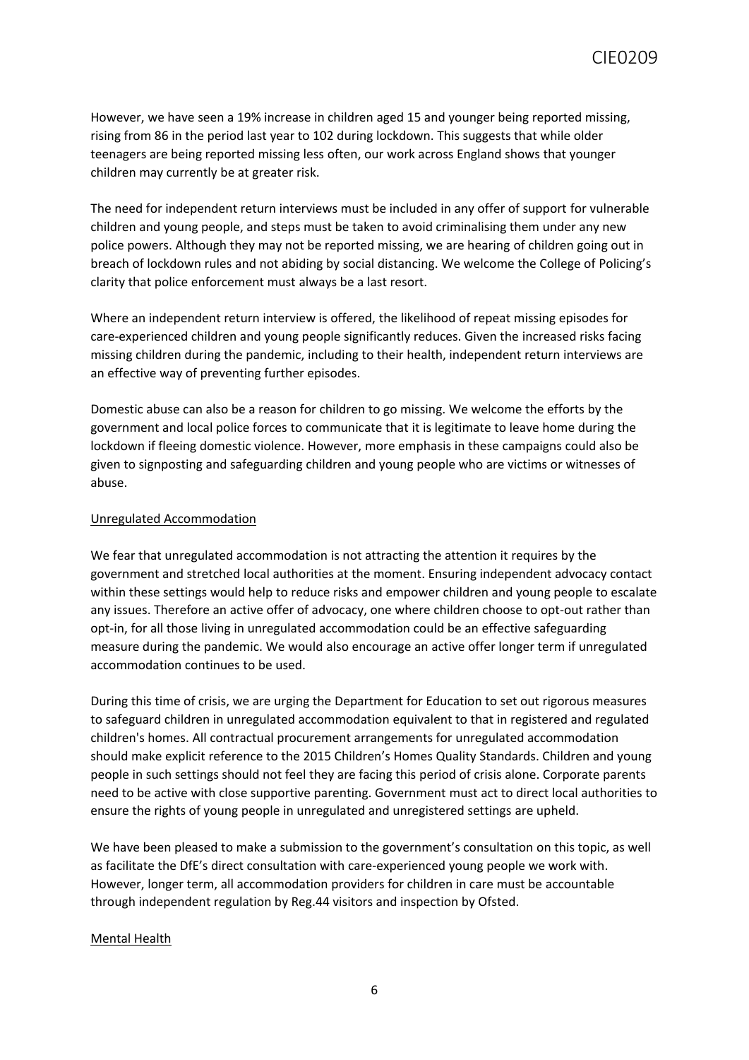However, we have seen a 19% increase in children aged 15 and younger being reported missing, rising from 86 in the period last year to 102 during lockdown. This suggests that while older teenagers are being reported missing less often, our work across England shows that younger children may currently be at greater risk.

The need for independent return interviews must be included in any offer of support for vulnerable children and young people, and steps must be taken to avoid criminalising them under any new police powers. Although they may not be reported missing, we are hearing of children going out in breach of lockdown rules and not abiding by social distancing. We welcome the College of Policing's clarity that police enforcement must always be a last resort.

Where an independent return interview is offered, the likelihood of repeat missing episodes for care-experienced children and young people significantly reduces. Given the increased risks facing missing children during the pandemic, including to their health, independent return interviews are an effective way of preventing further episodes.

Domestic abuse can also be a reason for children to go missing. We welcome the efforts by the government and local police forces to communicate that it is legitimate to leave home during the lockdown if fleeing domestic violence. However, more emphasis in these campaigns could also be given to signposting and safeguarding children and young people who are victims or witnesses of abuse.

<u>Unregulated Accommodation</u>

We fear that unregulated accommodation is not attracting the attention it requires by the government and stretched local authorities at the moment. Ensuring independent advocacy contact within these settings would help to reduce risks and empower children and young people to escalate any issues. Therefore an active offer of advocacy, one where children choose to opt-out rather than opt-in, for all those living in unregulated accommodation could be an effective safeguarding measure during the pandemic. We would also encourage an active offer longer term if unregulated accommodation continues to be used.

During this time of crisis, we are urging the Department for Education to set out rigorous measures to safeguard children in unregulated accommodation equivalent to that in registered and regulated children's homes. All contractual procurement arrangements for unregulated accommodation should make explicit reference to the 2015 Children's Homes Quality Standards. Children and young people in such settings should not feel they are facing this period of crisis alone. Corporate parents need to be active with close supportive parenting. Government must act to direct local authorities to ensure the rights of young people in unregulated and unregistered settings are upheld.

We have been pleased to make a submission to the government's consultation on this topic, as well as facilitate the DfE's direct consultation with care-experienced young people we work with. However, longer term, all accommodation providers for children in care must be accountable through independent regulation by Reg.44 visitors and inspection by Ofsted.

<u>Mental Health</u>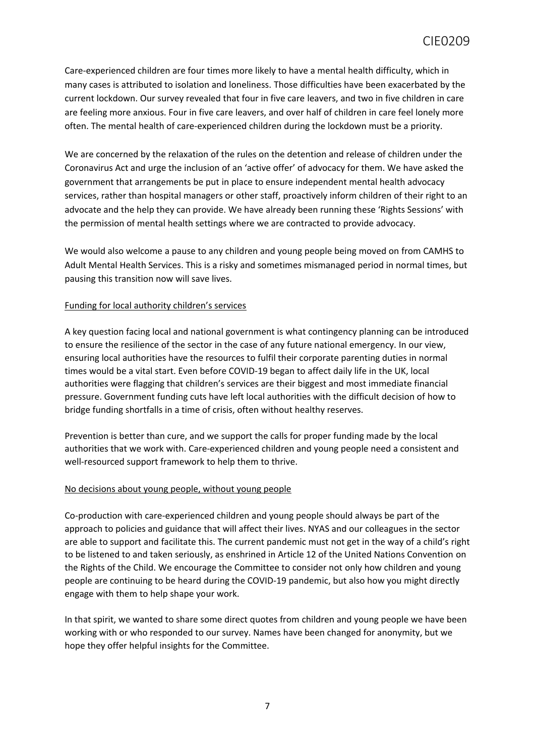Care-experienced children are four times more likely to have a mental health difficulty, which in many cases is attributed to isolation and loneliness. Those difficulties have been exacerbated by the current lockdown. Our survey revealed that four in five care leavers, and two in five children in care are feeling more anxious. Four in five care leavers, and over half of children in care feel lonely more often. The mental health of care-experienced children during the lockdown must be a priority.

We are concerned by the relaxation of the rules on the detention and release of children under the Coronavirus Act and urge the inclusion of an 'active offer' of advocacy for them. We have asked the government that arrangements be put in place to ensure independent mental health advocacy services, rather than hospital managers or other staff, proactively inform children of their right to an advocate and the help they can provide. We have already been running these 'Rights Sessions' with the permission of mental health settings where we are contracted to provide advocacy.

We would also welcome a pause to any children and young people being moved on from CAMHS to Adult Mental Health Services. This is a risky and sometimes mismanaged period in normal times, but pausing this transition now will save lives.

## Funding for local authority children's services

A key question facing local and national government is what contingency planning can be introduced to ensure the resilience of the sector in the case of any future national emergency. In our view, ensuring local authorities have the resources to fulfil their corporate parenting duties in normal times would be a vital start. Even before COVID-19 began to affect daily life in the UK, local authorities were flagging that children's services are their biggest and most immediate financial pressure. Government funding cuts have left local authorities with the difficult decision of how to bridge funding shortfalls in a time of crisis, often without healthy reserves.

Prevention is better than cure, and we support the calls for proper funding made by the local authorities that we work with. Care-experienced children and young people need a consistent and well-resourced support framework to help them to thrive.

## No decisions about young people, without young people

Co-production with care-experienced children and young people should always be part of the approach to policies and guidance that will affect their lives. NYAS and our colleagues in the sector are able to support and facilitate this. The current pandemic must not get in the way of a child's right to be listened to and taken seriously, as enshrined in Article 12 of the United Nations Convention on the Rights of the Child. We encourage the Committee to consider not only how children and young people are continuing to be heard during the COVID-19 pandemic, but also how you might directly engage with them to help shape your work.

In that spirit, we wanted to share some direct quotes from children and young people we have been working with or who responded to our survey. Names have been changed for anonymity, but we hope they offer helpful insights for the Committee.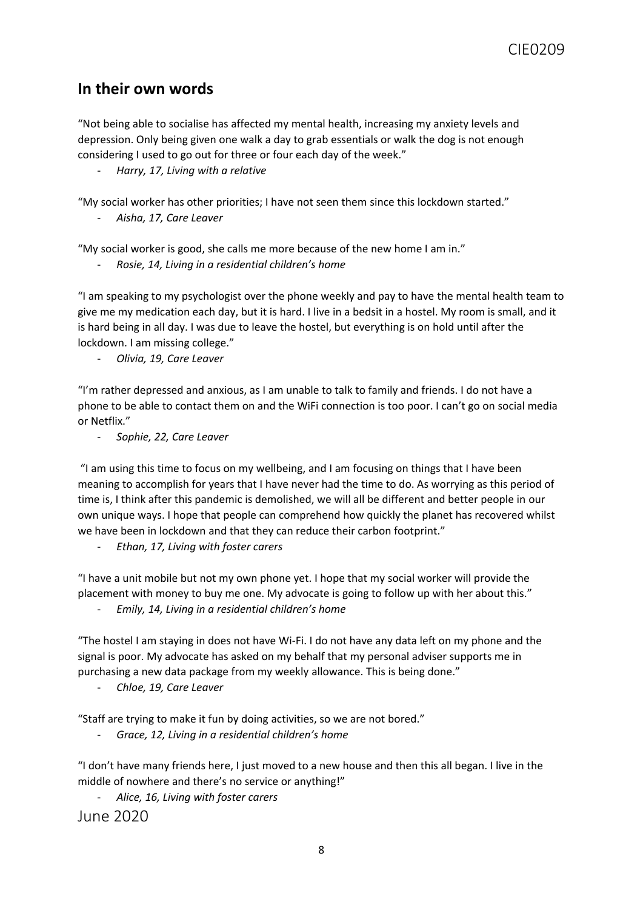## In their own words

"Not being able to socialise has affected my mental health, increasing my anxiety levels and depression. Only being given one walk a day to grab essentials or walk the dog is not enough considering I used to go out for three or four each day of the week."

- *Harry, 17, Living with a relative*

"My social worker has other priorities; I have not seen them since this lockdown started."

- *Aisha, 17, Care Leaver*

"My social worker is good, she calls me more because of the new home I am in."

- *Rosie, 14, Living in a residential children's home*

"I am speaking to my psychologist over the phone weekly and pay to have the mental health team to give me my medication each day, but it is hard. I live in a bedsit in a hostel. My room is small, and it is hard being in all day. I was due to leave the hostel, but everything is on hold until after the lockdown. I am missing college."

- *Olivia, 19, Care Leaver*

"I'm rather depressed and anxious, as I am unable to talk to family and friends. I do not have a phone to be able to contact them on and the WiFi connection is too poor. I can't go on social media or Netflix."

- *Sophie, 22, Care Leaver*

"I am using this time to focus on my wellbeing, and I am focusing on things that I have been meaning to accomplish for years that I have never had the time to do. As worrying as this period of time is, I think after this pandemic is demolished, we will all be different and better people in our own unique ways. I hope that people can comprehend how quickly the planet has recovered whilst we have been in lockdown and that they can reduce their carbon footprint."

- *Ethan, 17, Living with foster carers*

"I have a unit mobile but not my own phone yet. I hope that my social worker will provide the placement with money to buy me one. My advocate is going to follow up with her about this."

- *Emily, 14, Living in a residential children's home*

"The hostel I am staying in does not have Wi-Fi. I do not have any data left on my phone and the signal is poor. My advocate has asked on my behalf that my personal adviser supports me in purchasing a new data package from my weekly allowance. This is being done."

- *Chloe, 19, Care Leaver*

"Staff are trying to make it fun by doing activities, so we are not bored."

- *Grace, 12, Living in a residential children's home*

"I don't have many friends here, I just moved to a new house and then this all began. I live in the middle of nowhere and there's no service or anything!"

- *Alice, 16, Living with foster carers*